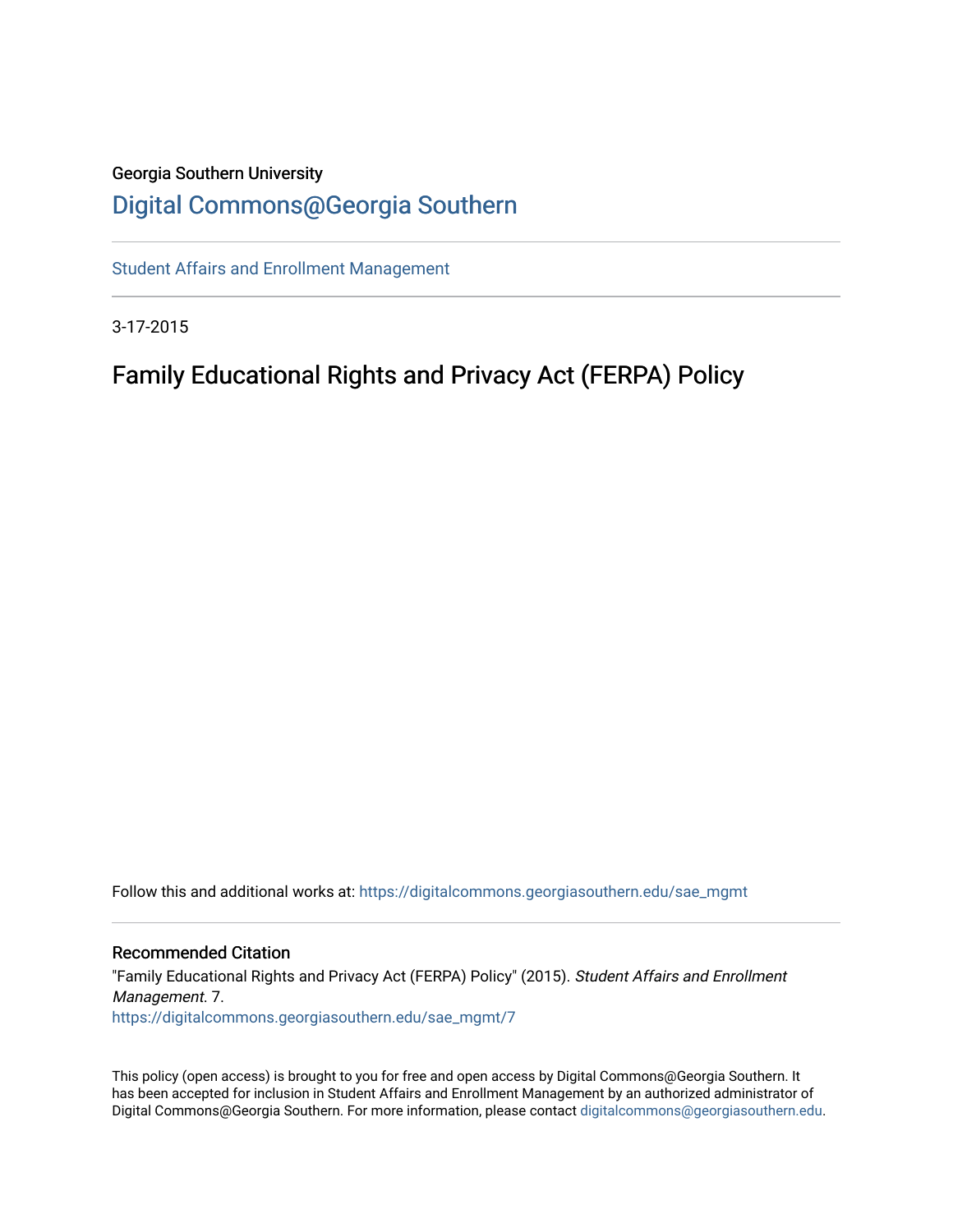Georgia Southern University

# Digital Commons@Georgia Southern

Student Affairs and Enrollment Management

3-17-2015

# Family Educational Rights and Privacy Act (FERPA) Policy

Follow this and additional works at: https://digitalcommons.georgiasouthern.edu/sae_mgmt

## Recommended Citation

"Family Educational Rights and Privacy Act (FERPA) Policy" (2015). *Student Affairs and Enrollment Management*. 7.
https://digitalcommons.georgiasouthern.edu/sae_mgmt/7

This policy (open access) is brought to you for free and open access by Digital Commons@Georgia Southern. It has been accepted for inclusion in Student Affairs and Enrollment Management by an authorized administrator of Digital Commons@Georgia Southern. For more information, please contact digitalcommons@georgiasouthern.edu.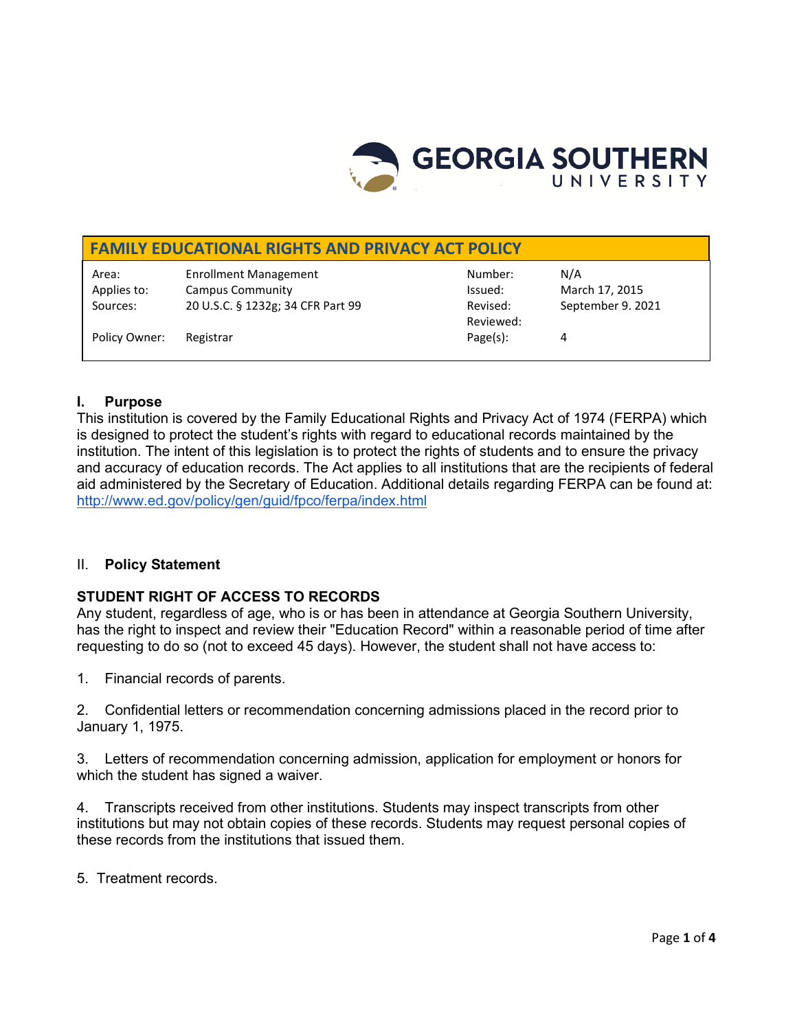## FAMILY EDUCATIONAL RIGHTS AND PRIVACY ACT POLICY

| Area: | Enrollment Management | Number: | N/A |
|---|---|---|---|
| Applies to: | Campus Community | Issued: | March 17, 2015 |
| Sources: | 20 U.S.C. § 1232g; 34 CFR Part 99 | Revised: | September 9. 2021 |
| | | Reviewed: | |
| Policy Owner: | Registrar | Page(s): | 4 |

### I. Purpose

This institution is covered by the Family Educational Rights and Privacy Act of 1974 (FERPA) which is designed to protect the student's rights with regard to educational records maintained by the institution. The intent of this legislation is to protect the rights of students and to ensure the privacy and accuracy of education records. The Act applies to all institutions that are the recipients of federal aid administered by the Secretary of Education. Additional details regarding FERPA can be found at: http://www.ed.gov/policy/gen/guid/fpco/ferpa/index.html

### II. Policy Statement

**STUDENT RIGHT OF ACCESS TO RECORDS**

Any student, regardless of age, who is or has been in attendance at Georgia Southern University, has the right to inspect and review their "Education Record" within a reasonable period of time after requesting to do so (not to exceed 45 days). However, the student shall not have access to:

1. Financial records of parents.

2. Confidential letters or recommendation concerning admissions placed in the record prior to January 1, 1975.

3. Letters of recommendation concerning admission, application for employment or honors for which the student has signed a waiver.

4. Transcripts received from other institutions. Students may inspect transcripts from other institutions but may not obtain copies of these records. Students may request personal copies of these records from the institutions that issued them.

5. Treatment records.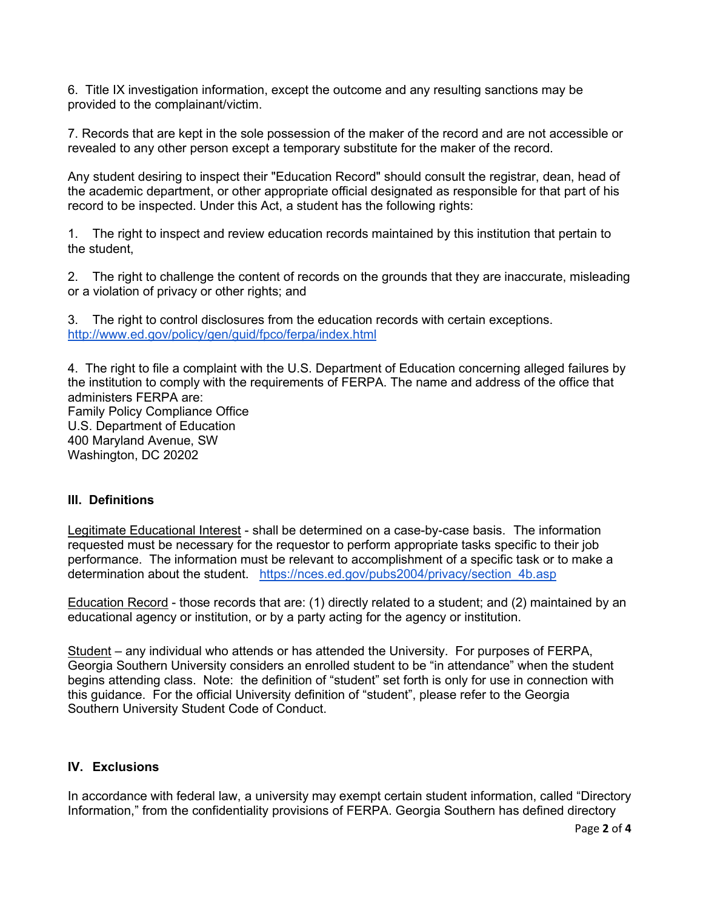6. Title IX investigation information, except the outcome and any resulting sanctions may be provided to the complainant/victim.

7. Records that are kept in the sole possession of the maker of the record and are not accessible or revealed to any other person except a temporary substitute for the maker of the record.

Any student desiring to inspect their "Education Record" should consult the registrar, dean, head of the academic department, or other appropriate official designated as responsible for that part of his record to be inspected. Under this Act, a student has the following rights:

1. The right to inspect and review education records maintained by this institution that pertain to the student,

2. The right to challenge the content of records on the grounds that they are inaccurate, misleading or a violation of privacy or other rights; and

3. The right to control disclosures from the education records with certain exceptions. http://www.ed.gov/policy/gen/guid/fpco/ferpa/index.html

4. The right to file a complaint with the U.S. Department of Education concerning alleged failures by the institution to comply with the requirements of FERPA. The name and address of the office that administers FERPA are:
Family Policy Compliance Office
U.S. Department of Education
400 Maryland Avenue, SW
Washington, DC 20202

### III. Definitions

Legitimate Educational Interest - shall be determined on a case-by-case basis. The information requested must be necessary for the requestor to perform appropriate tasks specific to their job performance. The information must be relevant to accomplishment of a specific task or to make a determination about the student. https://nces.ed.gov/pubs2004/privacy/section_4b.asp

Education Record - those records that are: (1) directly related to a student; and (2) maintained by an educational agency or institution, or by a party acting for the agency or institution.

Student – any individual who attends or has attended the University. For purposes of FERPA, Georgia Southern University considers an enrolled student to be "in attendance" when the student begins attending class. Note: the definition of "student" set forth is only for use in connection with this guidance. For the official University definition of "student", please refer to the Georgia Southern University Student Code of Conduct.

### IV. Exclusions

In accordance with federal law, a university may exempt certain student information, called "Directory Information," from the confidentiality provisions of FERPA. Georgia Southern has defined directory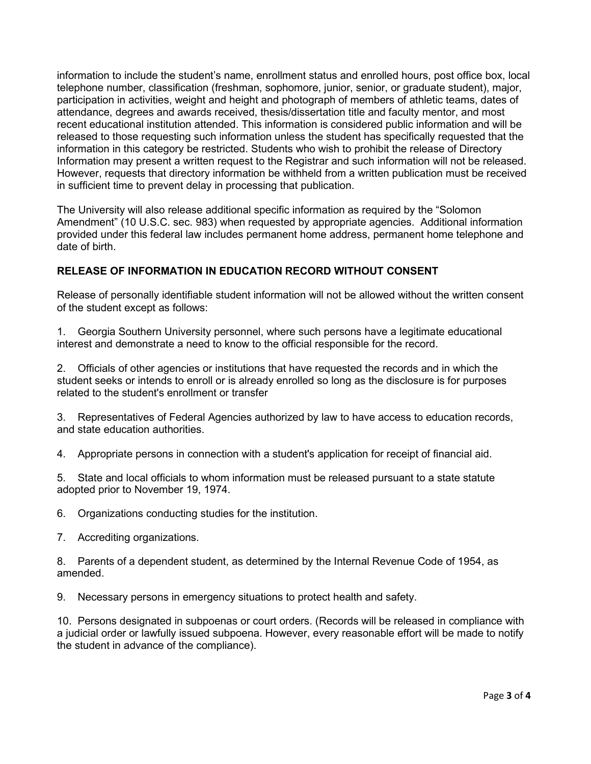information to include the student's name, enrollment status and enrolled hours, post office box, local telephone number, classification (freshman, sophomore, junior, senior, or graduate student), major, participation in activities, weight and height and photograph of members of athletic teams, dates of attendance, degrees and awards received, thesis/dissertation title and faculty mentor, and most recent educational institution attended. This information is considered public information and will be released to those requesting such information unless the student has specifically requested that the information in this category be restricted. Students who wish to prohibit the release of Directory Information may present a written request to the Registrar and such information will not be released. However, requests that directory information be withheld from a written publication must be received in sufficient time to prevent delay in processing that publication.

The University will also release additional specific information as required by the "Solomon Amendment" (10 U.S.C. sec. 983) when requested by appropriate agencies. Additional information provided under this federal law includes permanent home address, permanent home telephone and date of birth.

## RELEASE OF INFORMATION IN EDUCATION RECORD WITHOUT CONSENT

Release of personally identifiable student information will not be allowed without the written consent of the student except as follows:

1. Georgia Southern University personnel, where such persons have a legitimate educational interest and demonstrate a need to know to the official responsible for the record.

2. Officials of other agencies or institutions that have requested the records and in which the student seeks or intends to enroll or is already enrolled so long as the disclosure is for purposes related to the student's enrollment or transfer

3. Representatives of Federal Agencies authorized by law to have access to education records, and state education authorities.

4. Appropriate persons in connection with a student's application for receipt of financial aid.

5. State and local officials to whom information must be released pursuant to a state statute adopted prior to November 19, 1974.

6. Organizations conducting studies for the institution.

7. Accrediting organizations.

8. Parents of a dependent student, as determined by the Internal Revenue Code of 1954, as amended.

9. Necessary persons in emergency situations to protect health and safety.

10. Persons designated in subpoenas or court orders. (Records will be released in compliance with a judicial order or lawfully issued subpoena. However, every reasonable effort will be made to notify the student in advance of the compliance).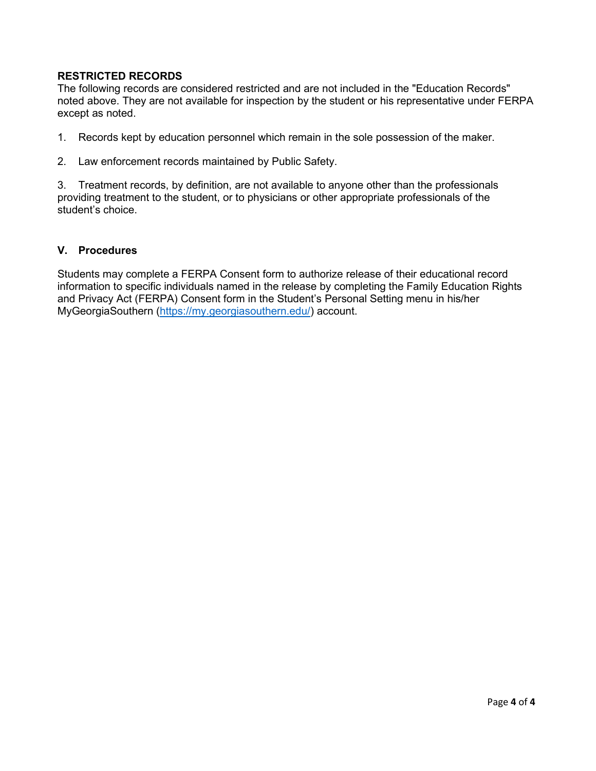**RESTRICTED RECORDS**

The following records are considered restricted and are not included in the "Education Records" noted above. They are not available for inspection by the student or his representative under FERPA except as noted.

1. Records kept by education personnel which remain in the sole possession of the maker.

2. Law enforcement records maintained by Public Safety.

3. Treatment records, by definition, are not available to anyone other than the professionals providing treatment to the student, or to physicians or other appropriate professionals of the student's choice.

## V. Procedures

Students may complete a FERPA Consent form to authorize release of their educational record information to specific individuals named in the release by completing the Family Education Rights and Privacy Act (FERPA) Consent form in the Student's Personal Setting menu in his/her MyGeorgiaSouthern (https://my.georgiasouthern.edu/) account.